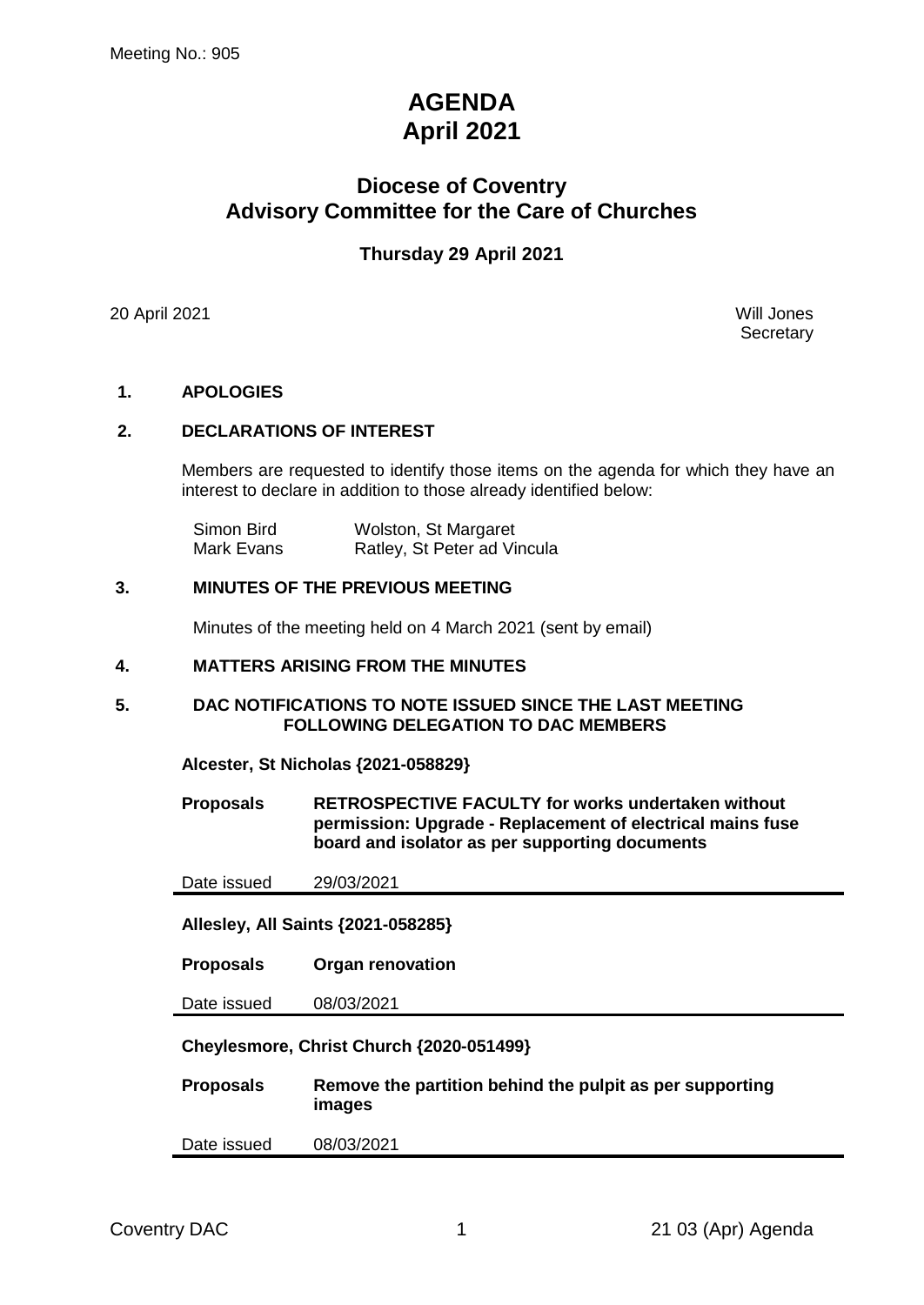Meeting No.: 905

# AGENDA
# April 2021

## Diocese of Coventry
## Advisory Committee for the Care of Churches

### Thursday 29 April 2021

20 April 2021

Will Jones
Secretary

**1. APOLOGIES**

**2. DECLARATIONS OF INTEREST**

Members are requested to identify those items on the agenda for which they have an interest to declare in addition to those already identified below:

| | |
|---|---|
| Simon Bird | Wolston, St Margaret |
| Mark Evans | Ratley, St Peter ad Vincula |

**3. MINUTES OF THE PREVIOUS MEETING**

Minutes of the meeting held on 4 March 2021 (sent by email)

**4. MATTERS ARISING FROM THE MINUTES**

**5. DAC NOTIFICATIONS TO NOTE ISSUED SINCE THE LAST MEETING FOLLOWING DELEGATION TO DAC MEMBERS**

**Alcester, St Nicholas {2021-058829}**

| | |
|---|---|
| **Proposals** | **RETROSPECTIVE FACULTY for works undertaken without permission: Upgrade - Replacement of electrical mains fuse board and isolator as per supporting documents** |
| Date issued | 29/03/2021 |

**Allesley, All Saints {2021-058285}**

| | |
|---|---|
| **Proposals** | **Organ renovation** |
| Date issued | 08/03/2021 |

**Cheylesmore, Christ Church {2020-051499}**

| | |
|---|---|
| **Proposals** | **Remove the partition behind the pulpit as per supporting images** |
| Date issued | 08/03/2021 |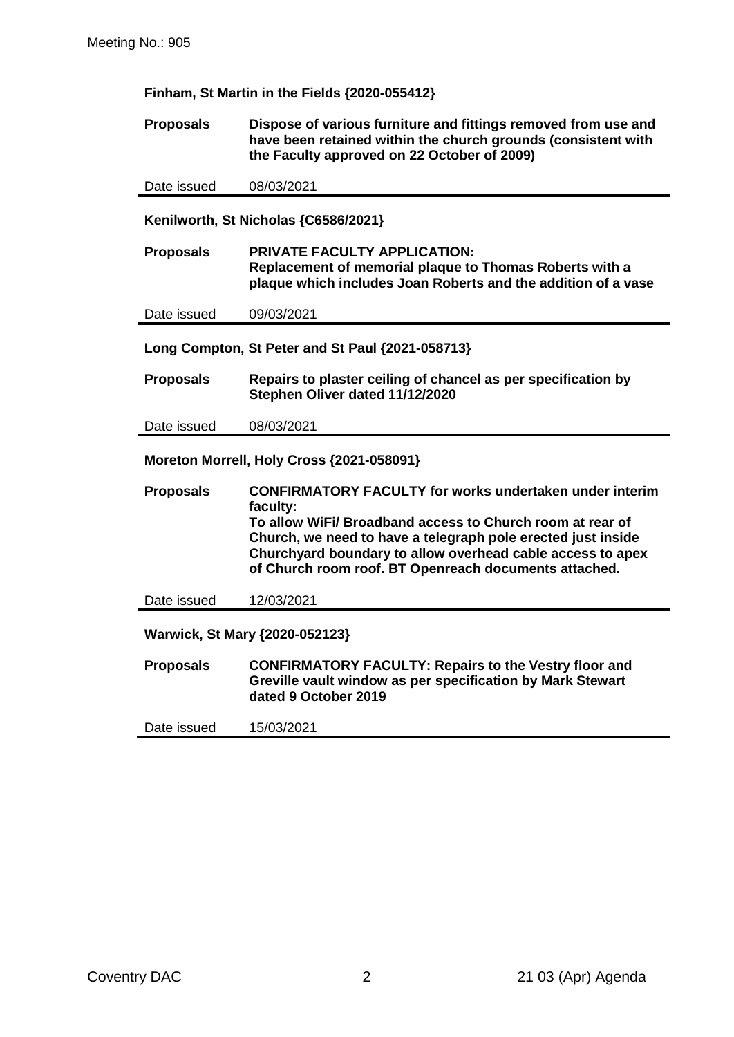**Finham, St Martin in the Fields {2020-055412}**

| | |
|---|---|
| **Proposals** | **Dispose of various furniture and fittings removed from use and have been retained within the church grounds (consistent with the Faculty approved on 22 October of 2009)** |
| Date issued | 08/03/2021 |

**Kenilworth, St Nicholas {C6586/2021}**

| | |
|---|---|
| **Proposals** | **PRIVATE FACULTY APPLICATION:**<br>**Replacement of memorial plaque to Thomas Roberts with a plaque which includes Joan Roberts and the addition of a vase** |
| Date issued | 09/03/2021 |

**Long Compton, St Peter and St Paul {2021-058713}**

| | |
|---|---|
| **Proposals** | **Repairs to plaster ceiling of chancel as per specification by Stephen Oliver dated 11/12/2020** |
| Date issued | 08/03/2021 |

**Moreton Morrell, Holy Cross {2021-058091}**

| | |
|---|---|
| **Proposals** | **CONFIRMATORY FACULTY for works undertaken under interim faculty:**<br>**To allow WiFi/ Broadband access to Church room at rear of Church, we need to have a telegraph pole erected just inside Churchyard boundary to allow overhead cable access to apex of Church room roof. BT Openreach documents attached.** |
| Date issued | 12/03/2021 |

**Warwick, St Mary {2020-052123}**

| | |
|---|---|
| **Proposals** | **CONFIRMATORY FACULTY: Repairs to the Vestry floor and Greville vault window as per specification by Mark Stewart dated 9 October 2019** |
| Date issued | 15/03/2021 |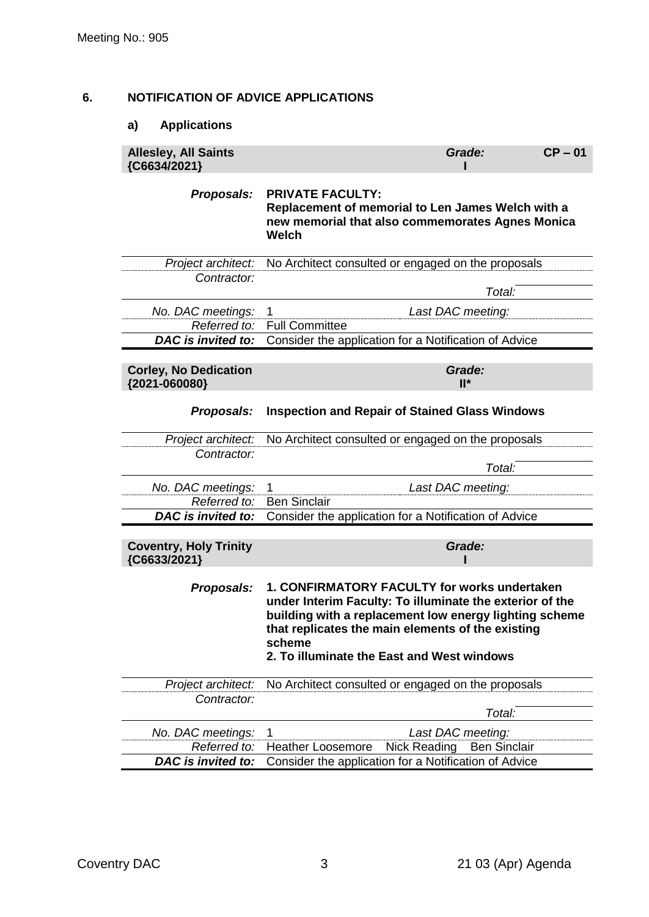## 6. NOTIFICATION OF ADVICE APPLICATIONS

### a) Applications

| **Allesley, All Saints {C6634/2021}** | *Grade:* **I** | **CP – 01** |
|---|---|---|
| ***Proposals:*** | **PRIVATE FACULTY: Replacement of memorial to Len James Welch with a new memorial that also commemorates Agnes Monica Welch** | |
| *Project architect:* | No Architect consulted or engaged on the proposals | |
| *Contractor:* | | |
| | *Total:* | |
| *No. DAC meetings:* | 1 | *Last DAC meeting:* |
| *Referred to:* | Full Committee | |
| ***DAC is invited to:*** | Consider the application for a Notification of Advice | |

| **Corley, No Dedication {2021-060080}** | *Grade:* **II*** | |
|---|---|---|
| ***Proposals:*** | **Inspection and Repair of Stained Glass Windows** | |
| *Project architect:* | No Architect consulted or engaged on the proposals | |
| *Contractor:* | | |
| | *Total:* | |
| *No. DAC meetings:* | 1 | *Last DAC meeting:* |
| *Referred to:* | Ben Sinclair | |
| ***DAC is invited to:*** | Consider the application for a Notification of Advice | |

| **Coventry, Holy Trinity {C6633/2021}** | *Grade:* **I** | |
|---|---|---|
| ***Proposals:*** | **1. CONFIRMATORY FACULTY for works undertaken under Interim Faculty: To illuminate the exterior of the building with a replacement low energy lighting scheme that replicates the main elements of the existing scheme**<br>**2. To illuminate the East and West windows** | |
| *Project architect:* | No Architect consulted or engaged on the proposals | |
| *Contractor:* | | |
| | *Total:* | |
| *No. DAC meetings:* | 1 | *Last DAC meeting:* |
| *Referred to:* | Heather Loosemore Nick Reading Ben Sinclair | |
| ***DAC is invited to:*** | Consider the application for a Notification of Advice | |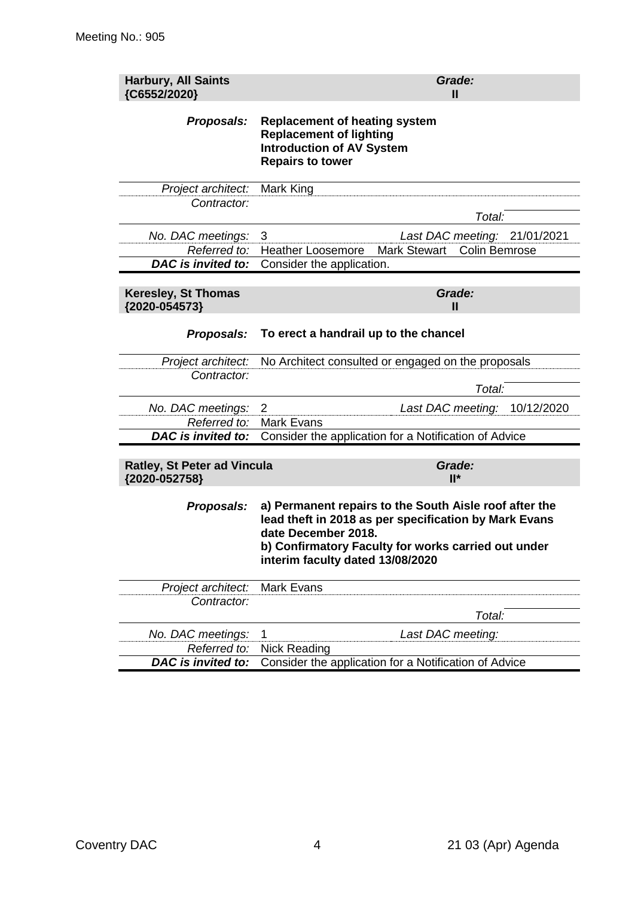Meeting No.: 905

| **Harbury, All Saints {C6552/2020}** | ***Grade:* II** | |
|---|---|---|
| ***Proposals:*** | **Replacement of heating system**<br>**Replacement of lighting**<br>**Introduction of AV System**<br>**Repairs to tower** | |
| *Project architect:* | Mark King | |
| *Contractor:* | | *Total:* |
| *No. DAC meetings:* | 3 | *Last DAC meeting:* 21/01/2021 |
| *Referred to:* | Heather Loosemore Mark Stewart Colin Bemrose | |
| ***DAC is invited to:*** | Consider the application. | |

| **Keresley, St Thomas {2020-054573}** | ***Grade:* II** | |
|---|---|---|
| ***Proposals:*** | **To erect a handrail up to the chancel** | |
| *Project architect:* | No Architect consulted or engaged on the proposals | |
| *Contractor:* | | *Total:* |
| *No. DAC meetings:* | 2 | *Last DAC meeting:* 10/12/2020 |
| *Referred to:* | Mark Evans | |
| ***DAC is invited to:*** | Consider the application for a Notification of Advice | |

| **Ratley, St Peter ad Vincula {2020-052758}** | ***Grade:* II*** | |
|---|---|---|
| ***Proposals:*** | **a) Permanent repairs to the South Aisle roof after the lead theft in 2018 as per specification by Mark Evans date December 2018.**<br>**b) Confirmatory Faculty for works carried out under interim faculty dated 13/08/2020** | |
| *Project architect:* | Mark Evans | |
| *Contractor:* | | *Total:* |
| *No. DAC meetings:* | 1 | *Last DAC meeting:* |
| *Referred to:* | Nick Reading | |
| ***DAC is invited to:*** | Consider the application for a Notification of Advice | |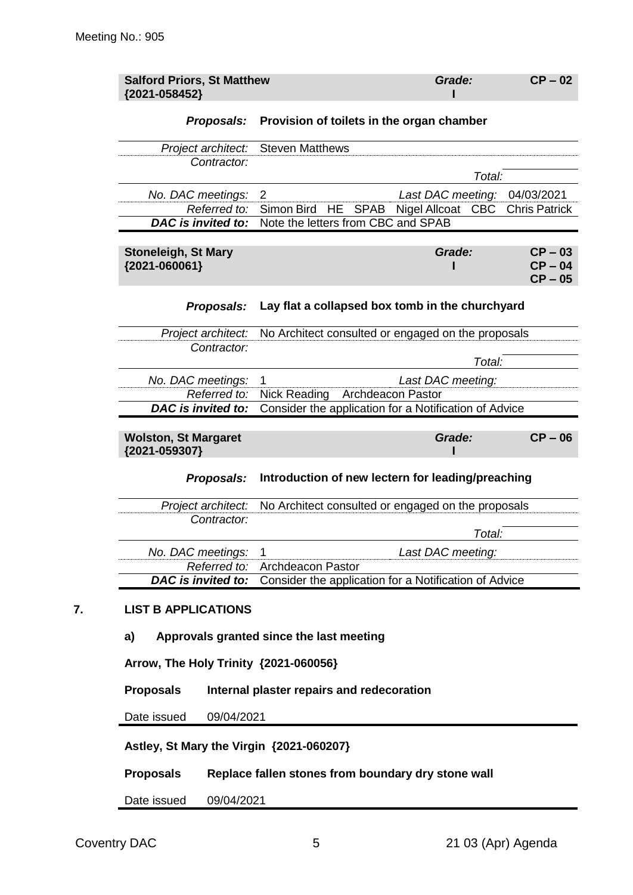Meeting No.: 905

| **Salford Priors, St Matthew {2021-058452}** | | *Grade:* **I** | **CP – 02** |
|---|---|---|---|
| *Proposals:* | **Provision of toilets in the organ chamber** | | |
| *Project architect:* | Steven Matthews | | |
| *Contractor:* | | *Total:* | |
| *No. DAC meetings:* | 2 | *Last DAC meeting:* | 04/03/2021 |
| *Referred to:* | Simon Bird HE SPAB Nigel Allcoat CBC Chris Patrick | | |
| ***DAC is invited to:*** | Note the letters from CBC and SPAB | | |

| **Stoneleigh, St Mary {2021-060061}** | | *Grade:* **I** | **CP – 03 CP – 04 CP – 05** |
|---|---|---|---|
| *Proposals:* | **Lay flat a collapsed box tomb in the churchyard** | | |
| *Project architect:* | No Architect consulted or engaged on the proposals | | |
| *Contractor:* | | *Total:* | |
| *No. DAC meetings:* | 1 | *Last DAC meeting:* | |
| *Referred to:* | Nick Reading Archdeacon Pastor | | |
| ***DAC is invited to:*** | Consider the application for a Notification of Advice | | |

| **Wolston, St Margaret {2021-059307}** | | *Grade:* **I** | **CP – 06** |
|---|---|---|---|
| *Proposals:* | **Introduction of new lectern for leading/preaching** | | |
| *Project architect:* | No Architect consulted or engaged on the proposals | | |
| *Contractor:* | | *Total:* | |
| *No. DAC meetings:* | 1 | *Last DAC meeting:* | |
| *Referred to:* | Archdeacon Pastor | | |
| ***DAC is invited to:*** | Consider the application for a Notification of Advice | | |

## 7. LIST B APPLICATIONS

### a) Approvals granted since the last meeting

**Arrow, The Holy Trinity {2021-060056}**

| **Proposals** | **Internal plaster repairs and redecoration** |
|---|---|
| Date issued | 09/04/2021 |

**Astley, St Mary the Virgin {2021-060207}**

| **Proposals** | **Replace fallen stones from boundary dry stone wall** |
|---|---|
| Date issued | 09/04/2021 |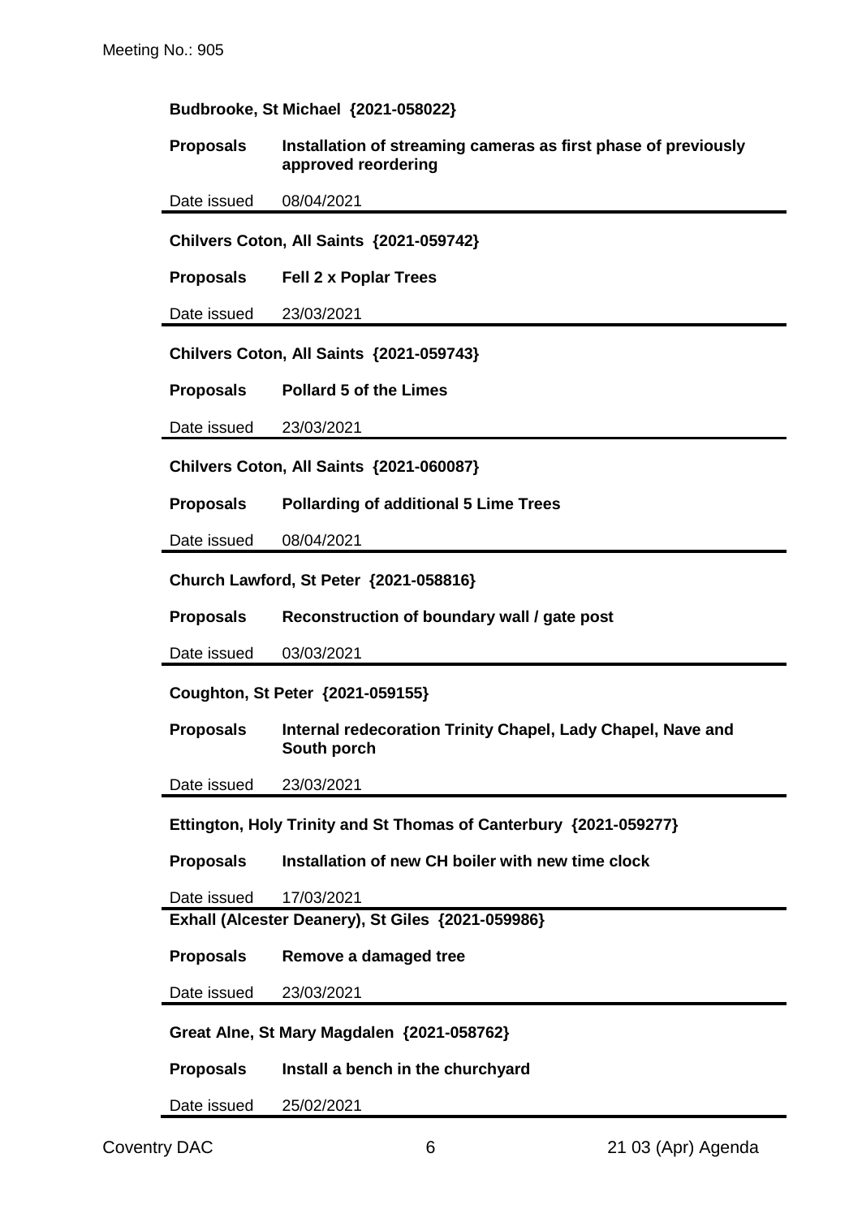**Budbrooke, St Michael {2021-058022}**

| | |
|---|---|
| **Proposals** | **Installation of streaming cameras as first phase of previously approved reordering** |
| Date issued | 08/04/2021 |

**Chilvers Coton, All Saints {2021-059742}**

| | |
|---|---|
| **Proposals** | **Fell 2 x Poplar Trees** |
| Date issued | 23/03/2021 |

**Chilvers Coton, All Saints {2021-059743}**

| | |
|---|---|
| **Proposals** | **Pollard 5 of the Limes** |
| Date issued | 23/03/2021 |

**Chilvers Coton, All Saints {2021-060087}**

| | |
|---|---|
| **Proposals** | **Pollarding of additional 5 Lime Trees** |
| Date issued | 08/04/2021 |

**Church Lawford, St Peter {2021-058816}**

| | |
|---|---|
| **Proposals** | **Reconstruction of boundary wall / gate post** |
| Date issued | 03/03/2021 |

**Coughton, St Peter {2021-059155}**

| | |
|---|---|
| **Proposals** | **Internal redecoration Trinity Chapel, Lady Chapel, Nave and South porch** |
| Date issued | 23/03/2021 |

**Ettington, Holy Trinity and St Thomas of Canterbury {2021-059277}**

| | |
|---|---|
| **Proposals** | **Installation of new CH boiler with new time clock** |
| Date issued | 17/03/2021 |

**Exhall (Alcester Deanery), St Giles {2021-059986}**

| | |
|---|---|
| **Proposals** | **Remove a damaged tree** |
| Date issued | 23/03/2021 |

**Great Alne, St Mary Magdalen {2021-058762}**

| | |
|---|---|
| **Proposals** | **Install a bench in the churchyard** |
| Date issued | 25/02/2021 |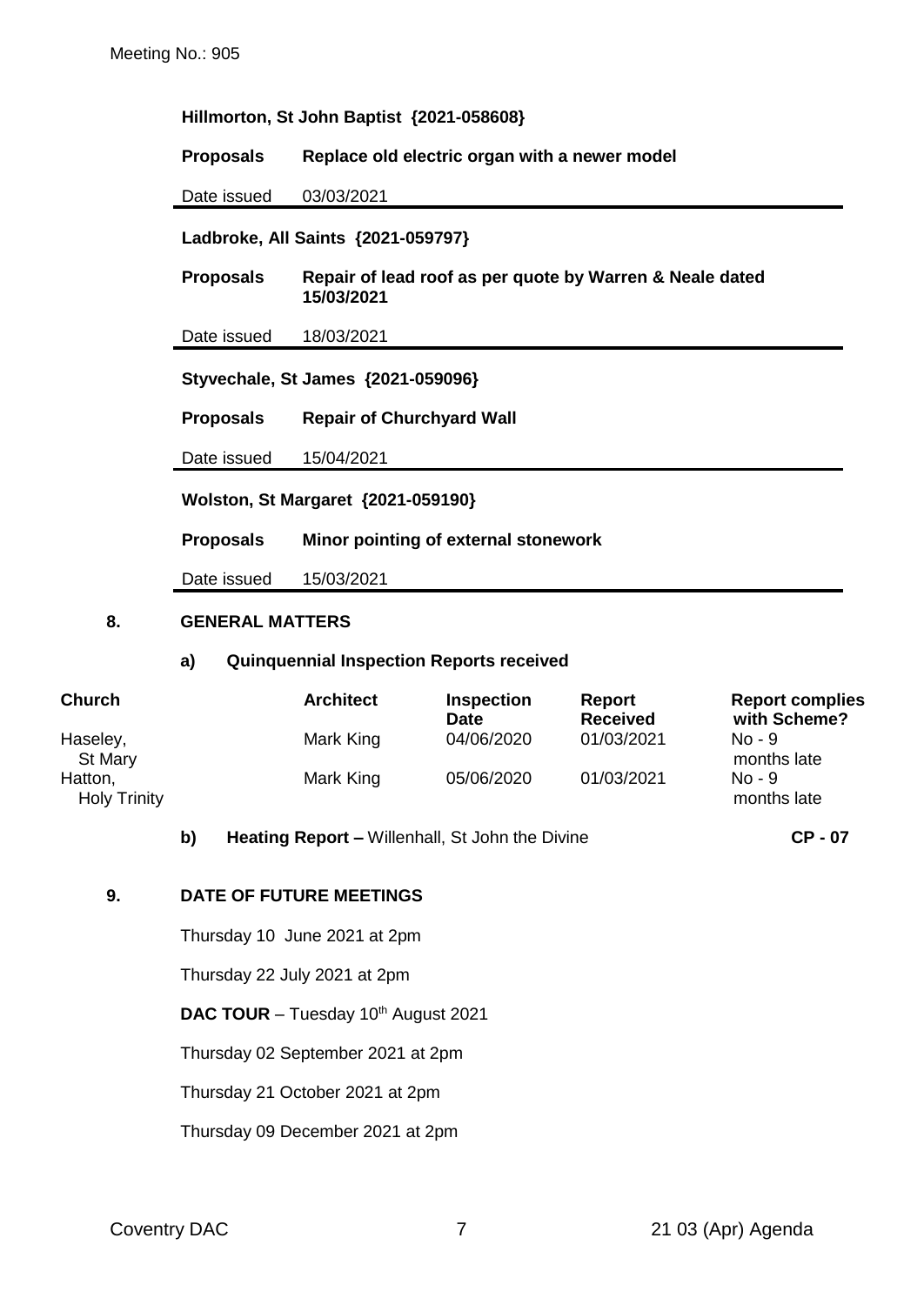Meeting No.: 905

**Hillmorton, St John Baptist {2021-058608}**

| | |
|---|---|
| **Proposals** | **Replace old electric organ with a newer model** |
| Date issued | 03/03/2021 |

**Ladbroke, All Saints {2021-059797}**

| | |
|---|---|
| **Proposals** | **Repair of lead roof as per quote by Warren & Neale dated 15/03/2021** |
| Date issued | 18/03/2021 |

**Styvechale, St James {2021-059096}**

| | |
|---|---|
| **Proposals** | **Repair of Churchyard Wall** |
| Date issued | 15/04/2021 |

**Wolston, St Margaret {2021-059190}**

| | |
|---|---|
| **Proposals** | **Minor pointing of external stonework** |
| Date issued | 15/03/2021 |

## 8. GENERAL MATTERS

### a) Quinquennial Inspection Reports received

| Church | Architect | Inspection Date | Report Received | Report complies with Scheme? |
|---|---|---|---|---|
| Haseley, St Mary | Mark King | 04/06/2020 | 01/03/2021 | No - 9 months late |
| Hatton, Holy Trinity | Mark King | 05/06/2020 | 01/03/2021 | No - 9 months late |

### b) **Heating Report –** Willenhall, St John the Divine **CP - 07**

## 9. DATE OF FUTURE MEETINGS

Thursday 10 June 2021 at 2pm

Thursday 22 July 2021 at 2pm

**DAC TOUR** – Tuesday 10th August 2021

Thursday 02 September 2021 at 2pm

Thursday 21 October 2021 at 2pm

Thursday 09 December 2021 at 2pm